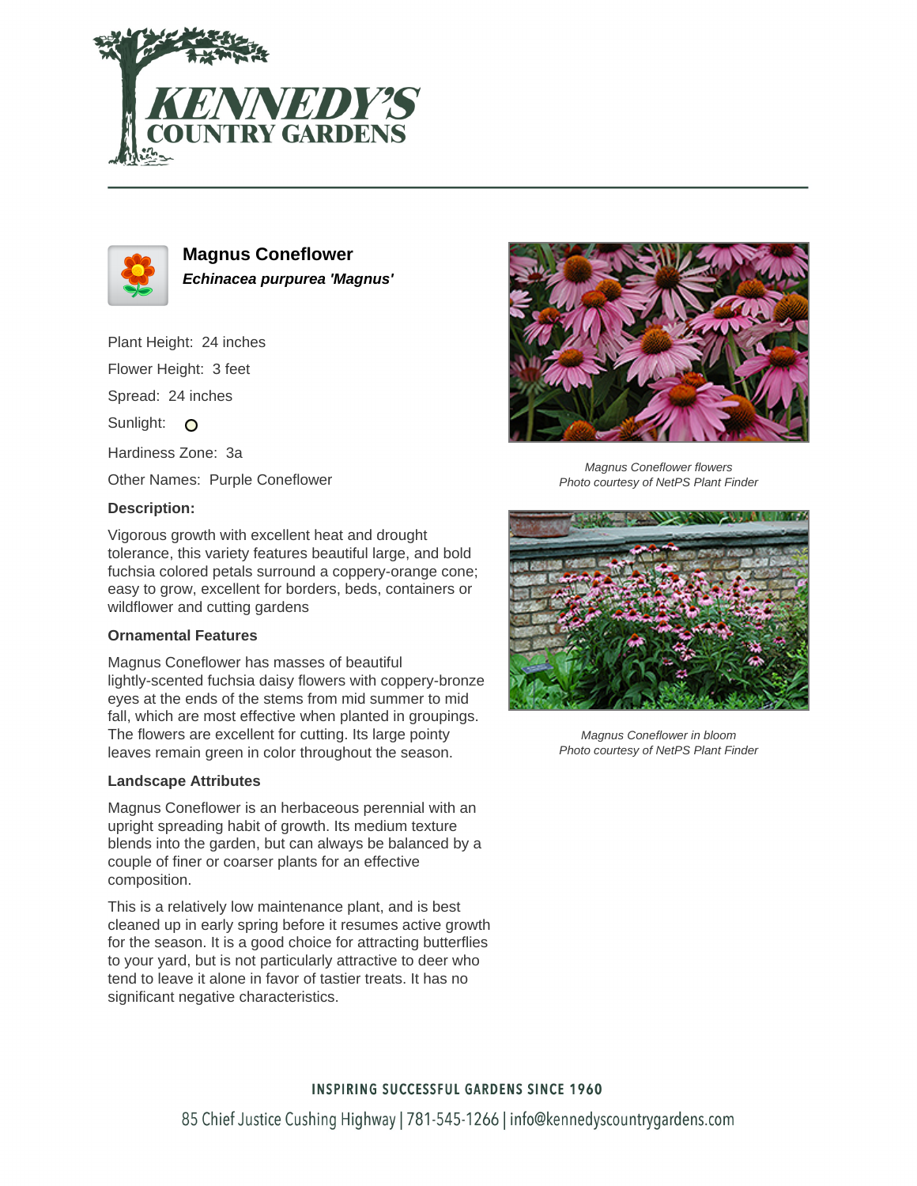# KENNEDY'S COUNTRY GARDENS

## Magnus Coneflower

***Echinacea purpurea 'Magnus'***

Plant Height: 24 inches

Flower Height: 3 feet

Spread: 24 inches

Sunlight:

Hardiness Zone: 3a

Other Names: Purple Coneflower

### Description:

Vigorous growth with excellent heat and drought tolerance, this variety features beautiful large, and bold fuchsia colored petals surround a coppery-orange cone; easy to grow, excellent for borders, beds, containers or wildflower and cutting gardens

### Ornamental Features

Magnus Coneflower has masses of beautiful lightly-scented fuchsia daisy flowers with coppery-bronze eyes at the ends of the stems from mid summer to mid fall, which are most effective when planted in groupings. The flowers are excellent for cutting. Its large pointy leaves remain green in color throughout the season.

### Landscape Attributes

Magnus Coneflower is an herbaceous perennial with an upright spreading habit of growth. Its medium texture blends into the garden, but can always be balanced by a couple of finer or coarser plants for an effective composition.

This is a relatively low maintenance plant, and is best cleaned up in early spring before it resumes active growth for the season. It is a good choice for attracting butterflies to your yard, but is not particularly attractive to deer who tend to leave it alone in favor of tastier treats. It has no significant negative characteristics.

*Magnus Coneflower flowers*
*Photo courtesy of NetPS Plant Finder*

*Magnus Coneflower in bloom*
*Photo courtesy of NetPS Plant Finder*

INSPIRING SUCCESSFUL GARDENS SINCE 1960

85 Chief Justice Cushing Highway | 781-545-1266 | info@kennedyscountrygardens.com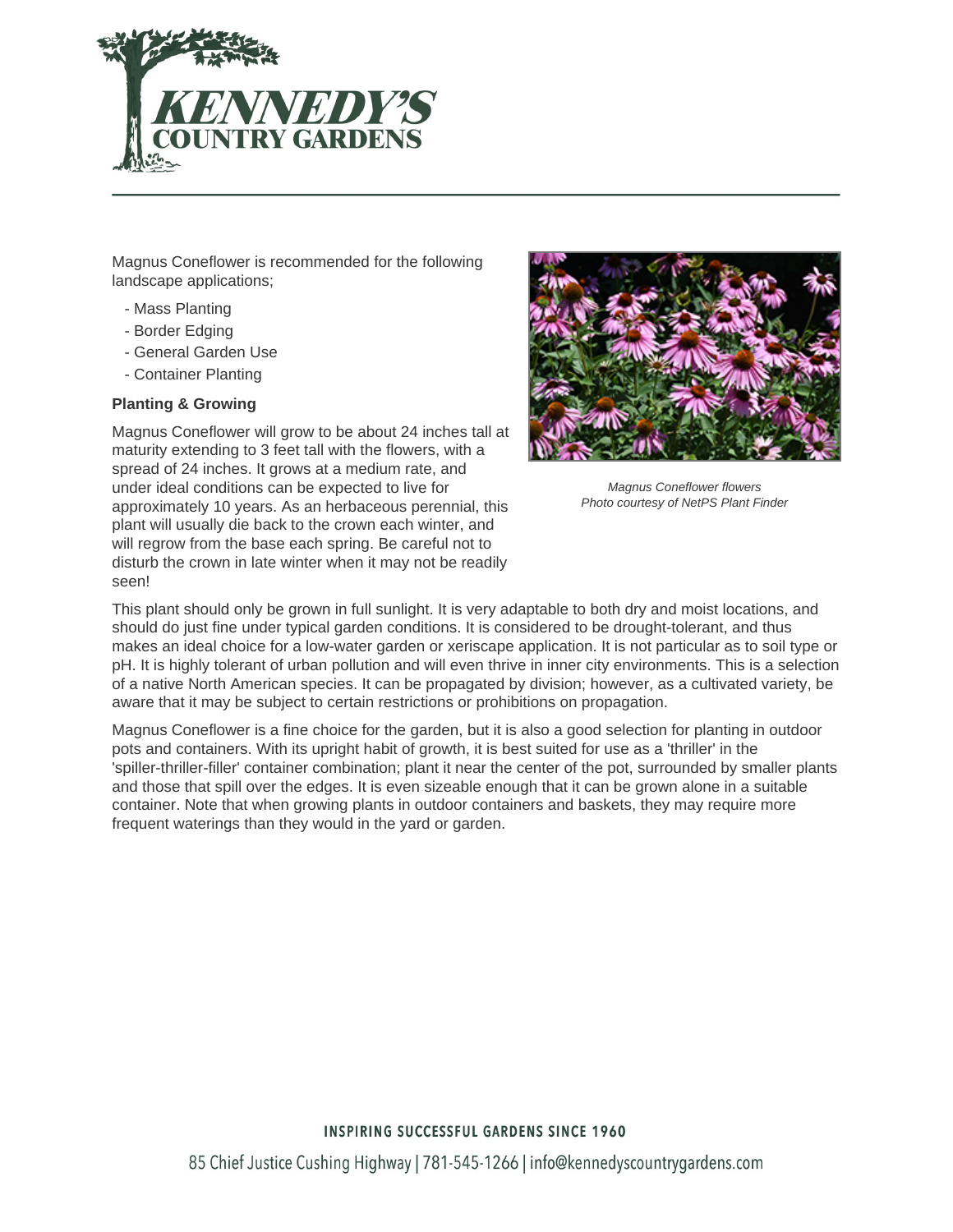Magnus Coneflower is recommended for the following landscape applications;

- Mass Planting
- Border Edging
- General Garden Use
- Container Planting

*Magnus Coneflower flowers*
*Photo courtesy of NetPS Plant Finder*

**Planting & Growing**

Magnus Coneflower will grow to be about 24 inches tall at maturity extending to 3 feet tall with the flowers, with a spread of 24 inches. It grows at a medium rate, and under ideal conditions can be expected to live for approximately 10 years. As an herbaceous perennial, this plant will usually die back to the crown each winter, and will regrow from the base each spring. Be careful not to disturb the crown in late winter when it may not be readily seen!

This plant should only be grown in full sunlight. It is very adaptable to both dry and moist locations, and should do just fine under typical garden conditions. It is considered to be drought-tolerant, and thus makes an ideal choice for a low-water garden or xeriscape application. It is not particular as to soil type or pH. It is highly tolerant of urban pollution and will even thrive in inner city environments. This is a selection of a native North American species. It can be propagated by division; however, as a cultivated variety, be aware that it may be subject to certain restrictions or prohibitions on propagation.

Magnus Coneflower is a fine choice for the garden, but it is also a good selection for planting in outdoor pots and containers. With its upright habit of growth, it is best suited for use as a 'thriller' in the 'spiller-thriller-filler' container combination; plant it near the center of the pot, surrounded by smaller plants and those that spill over the edges. It is even sizeable enough that it can be grown alone in a suitable container. Note that when growing plants in outdoor containers and baskets, they may require more frequent waterings than they would in the yard or garden.